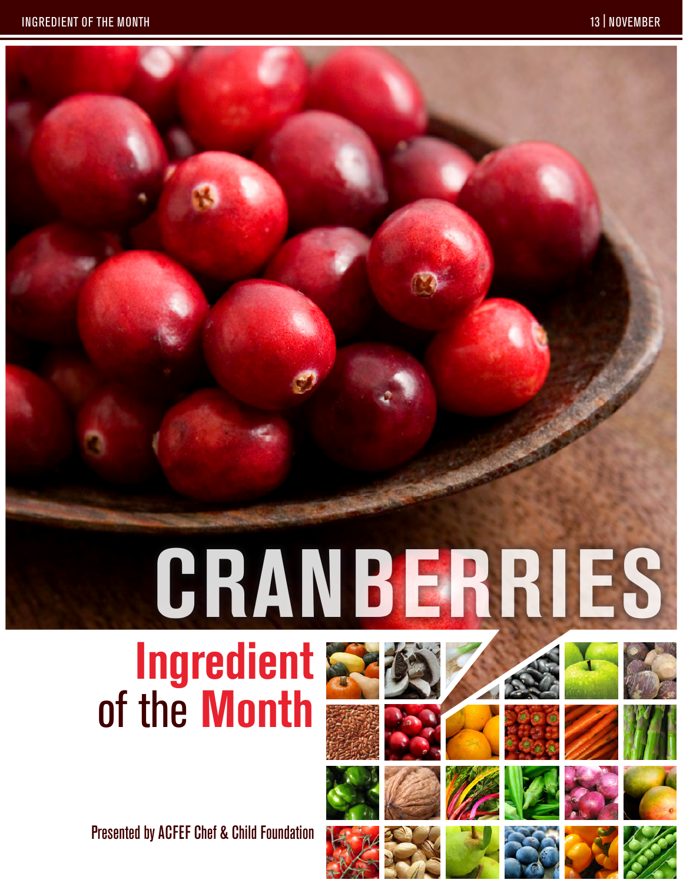# CRANBERRIES

## Ingredient of the Month

Presented by ACFEF Chef & Child Foundation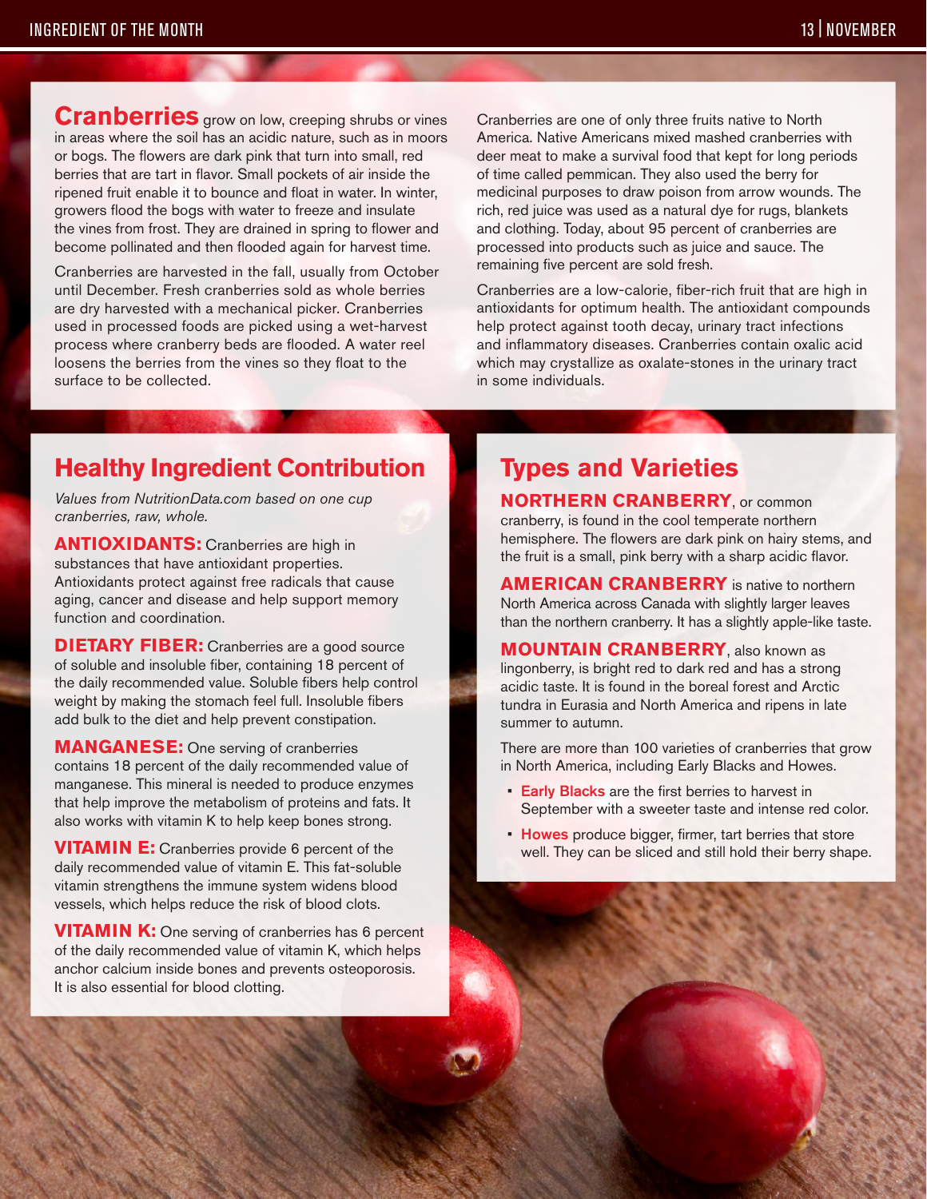**Cranberries** grow on low, creeping shrubs or vines in areas where the soil has an acidic nature, such as in moors or bogs. The flowers are dark pink that turn into small, red berries that are tart in flavor. Small pockets of air inside the ripened fruit enable it to bounce and float in water. In winter, growers flood the bogs with water to freeze and insulate the vines from frost. They are drained in spring to flower and become pollinated and then flooded again for harvest time.

Cranberries are harvested in the fall, usually from October until December. Fresh cranberries sold as whole berries are dry harvested with a mechanical picker. Cranberries used in processed foods are picked using a wet-harvest process where cranberry beds are flooded. A water reel loosens the berries from the vines so they float to the surface to be collected.

Cranberries are one of only three fruits native to North America. Native Americans mixed mashed cranberries with deer meat to make a survival food that kept for long periods of time called pemmican. They also used the berry for medicinal purposes to draw poison from arrow wounds. The rich, red juice was used as a natural dye for rugs, blankets and clothing. Today, about 95 percent of cranberries are processed into products such as juice and sauce. The remaining five percent are sold fresh.

Cranberries are a low-calorie, fiber-rich fruit that are high in antioxidants for optimum health. The antioxidant compounds help protect against tooth decay, urinary tract infections and inflammatory diseases. Cranberries contain oxalic acid which may crystallize as oxalate-stones in the urinary tract in some individuals.

## Healthy Ingredient Contribution

*Values from NutritionData.com based on one cup cranberries, raw, whole.*

**ANTIOXIDANTS:** Cranberries are high in substances that have antioxidant properties. Antioxidants protect against free radicals that cause aging, cancer and disease and help support memory function and coordination.

**DIETARY FIBER:** Cranberries are a good source of soluble and insoluble fiber, containing 18 percent of the daily recommended value. Soluble fibers help control weight by making the stomach feel full. Insoluble fibers add bulk to the diet and help prevent constipation.

**MANGANESE:** One serving of cranberries contains 18 percent of the daily recommended value of manganese. This mineral is needed to produce enzymes that help improve the metabolism of proteins and fats. It also works with vitamin K to help keep bones strong.

**VITAMIN E:** Cranberries provide 6 percent of the daily recommended value of vitamin E. This fat-soluble vitamin strengthens the immune system widens blood vessels, which helps reduce the risk of blood clots.

**VITAMIN K:** One serving of cranberries has 6 percent of the daily recommended value of vitamin K, which helps anchor calcium inside bones and prevents osteoporosis. It is also essential for blood clotting.

## Types and Varieties

**NORTHERN CRANBERRY**, or common cranberry, is found in the cool temperate northern hemisphere. The flowers are dark pink on hairy stems, and the fruit is a small, pink berry with a sharp acidic flavor.

**AMERICAN CRANBERRY** is native to northern North America across Canada with slightly larger leaves than the northern cranberry. It has a slightly apple-like taste.

**MOUNTAIN CRANBERRY**, also known as lingonberry, is bright red to dark red and has a strong acidic taste. It is found in the boreal forest and Arctic tundra in Eurasia and North America and ripens in late summer to autumn.

There are more than 100 varieties of cranberries that grow in North America, including Early Blacks and Howes.

- **Early Blacks** are the first berries to harvest in September with a sweeter taste and intense red color.
- **Howes** produce bigger, firmer, tart berries that store well. They can be sliced and still hold their berry shape.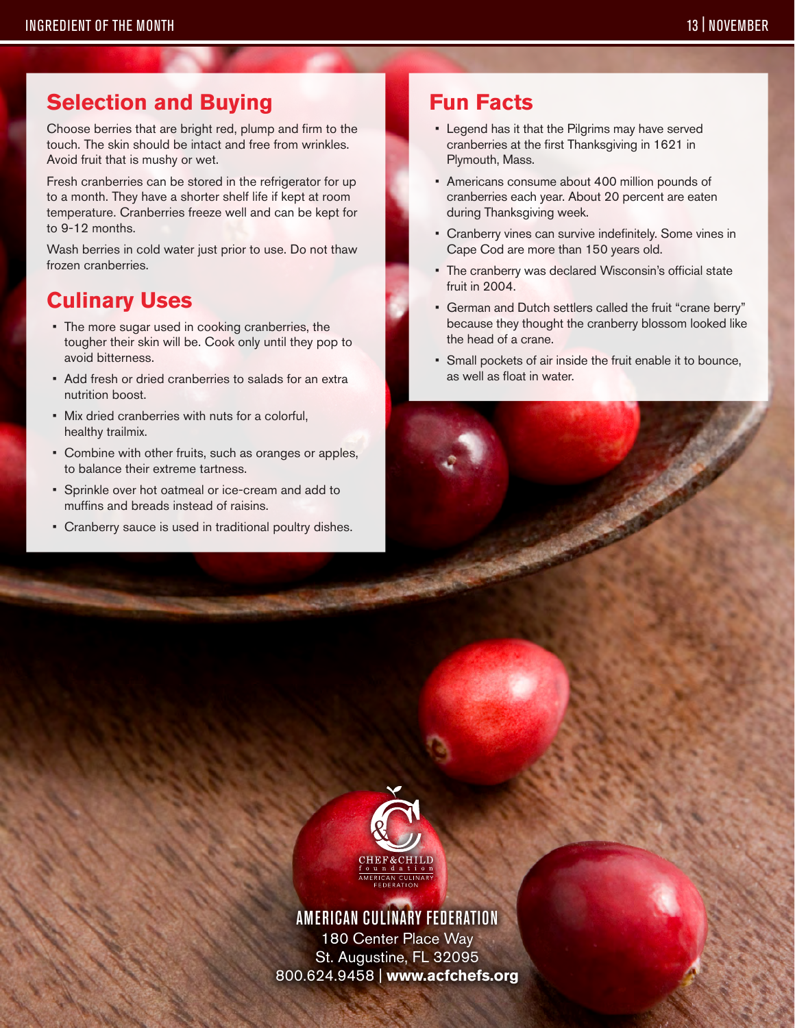## Selection and Buying

Choose berries that are bright red, plump and firm to the touch. The skin should be intact and free from wrinkles. Avoid fruit that is mushy or wet.

Fresh cranberries can be stored in the refrigerator for up to a month. They have a shorter shelf life if kept at room temperature. Cranberries freeze well and can be kept for to 9-12 months.

Wash berries in cold water just prior to use. Do not thaw frozen cranberries.

## Culinary Uses

- The more sugar used in cooking cranberries, the tougher their skin will be. Cook only until they pop to avoid bitterness.
- Add fresh or dried cranberries to salads for an extra nutrition boost.
- Mix dried cranberries with nuts for a colorful, healthy trailmix.
- Combine with other fruits, such as oranges or apples, to balance their extreme tartness.
- Sprinkle over hot oatmeal or ice-cream and add to muffins and breads instead of raisins.
- Cranberry sauce is used in traditional poultry dishes.

## Fun Facts

- Legend has it that the Pilgrims may have served cranberries at the first Thanksgiving in 1621 in Plymouth, Mass.
- Americans consume about 400 million pounds of cranberries each year. About 20 percent are eaten during Thanksgiving week.
- Cranberry vines can survive indefinitely. Some vines in Cape Cod are more than 150 years old.
- The cranberry was declared Wisconsin's official state fruit in 2004.
- German and Dutch settlers called the fruit "crane berry" because they thought the cranberry blossom looked like the head of a crane.
- Small pockets of air inside the fruit enable it to bounce, as well as float in water.

CHEF&CHILD foundation
AMERICAN CULINARY FEDERATION

**AMERICAN CULINARY FEDERATION**
180 Center Place Way
St. Augustine, FL 32095
800.624.9458 | **www.acfchefs.org**